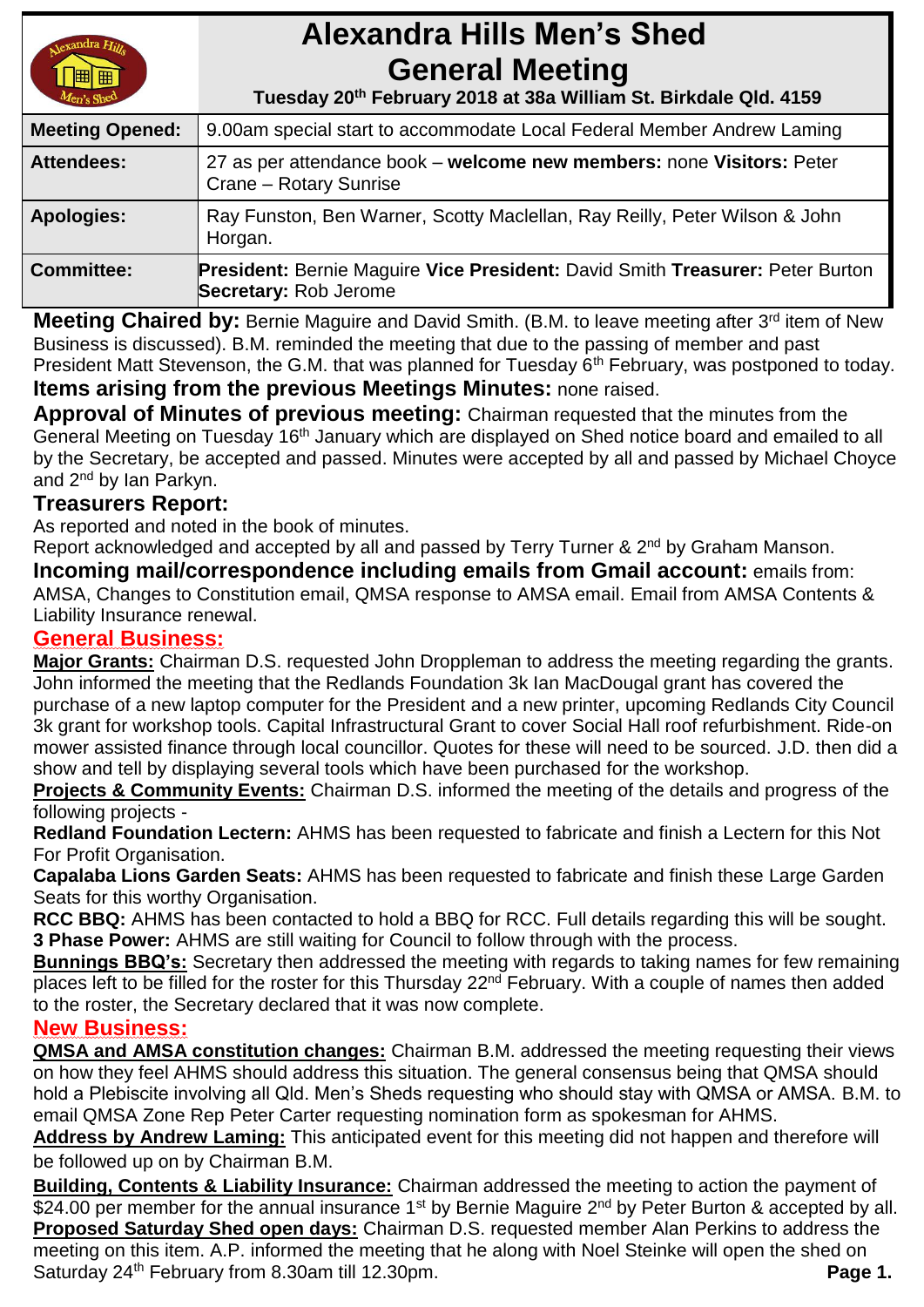# Alexandra Hills Men's Shed
## General Meeting
**Tuesday 20th February 2018 at 38a William St. Birkdale Qld. 4159**

| | |
|---|---|
| **Meeting Opened:** | 9.00am special start to accommodate Local Federal Member Andrew Laming |
| **Attendees:** | 27 as per attendance book – **welcome new members:** none **Visitors:** Peter Crane – Rotary Sunrise |
| **Apologies:** | Ray Funston, Ben Warner, Scotty Maclellan, Ray Reilly, Peter Wilson & John Horgan. |
| **Committee:** | **President:** Bernie Maguire **Vice President:** David Smith **Treasurer:** Peter Burton **Secretary:** Rob Jerome |

**Meeting Chaired by:** Bernie Maguire and David Smith. (B.M. to leave meeting after 3rd item of New Business is discussed). B.M. reminded the meeting that due to the passing of member and past President Matt Stevenson, the G.M. that was planned for Tuesday 6th February, was postponed to today.

**Items arising from the previous Meetings Minutes:** none raised.

**Approval of Minutes of previous meeting:** Chairman requested that the minutes from the General Meeting on Tuesday 16th January which are displayed on Shed notice board and emailed to all by the Secretary, be accepted and passed. Minutes were accepted by all and passed by Michael Choyce and 2nd by Ian Parkyn.

**Treasurers Report:**

As reported and noted in the book of minutes.
Report acknowledged and accepted by all and passed by Terry Turner & 2nd by Graham Manson.

**Incoming mail/correspondence including emails from Gmail account:** emails from: AMSA, Changes to Constitution email, QMSA response to AMSA email. Email from AMSA Contents & Liability Insurance renewal.

## General Business:

**Major Grants:** Chairman D.S. requested John Droppleman to address the meeting regarding the grants. John informed the meeting that the Redlands Foundation 3k Ian MacDougal grant has covered the purchase of a new laptop computer for the President and a new printer, upcoming Redlands City Council 3k grant for workshop tools. Capital Infrastructural Grant to cover Social Hall roof refurbishment. Ride-on mower assisted finance through local councillor. Quotes for these will need to be sourced. J.D. then did a show and tell by displaying several tools which have been purchased for the workshop.

**Projects & Community Events:** Chairman D.S. informed the meeting of the details and progress of the following projects -

**Redland Foundation Lectern:** AHMS has been requested to fabricate and finish a Lectern for this Not For Profit Organisation.

**Capalaba Lions Garden Seats:** AHMS has been requested to fabricate and finish these Large Garden Seats for this worthy Organisation.

**RCC BBQ:** AHMS has been contacted to hold a BBQ for RCC. Full details regarding this will be sought.

**3 Phase Power:** AHMS are still waiting for Council to follow through with the process.

**Bunnings BBQ's:** Secretary then addressed the meeting with regards to taking names for few remaining places left to be filled for the roster for this Thursday 22nd February. With a couple of names then added to the roster, the Secretary declared that it was now complete.

## New Business:

**QMSA and AMSA constitution changes:** Chairman B.M. addressed the meeting requesting their views on how they feel AHMS should address this situation. The general consensus being that QMSA should hold a Plebiscite involving all Qld. Men's Sheds requesting who should stay with QMSA or AMSA. B.M. to email QMSA Zone Rep Peter Carter requesting nomination form as spokesman for AHMS.

**Address by Andrew Laming:** This anticipated event for this meeting did not happen and therefore will be followed up on by Chairman B.M.

**Building, Contents & Liability Insurance:** Chairman addressed the meeting to action the payment of $24.00 per member for the annual insurance 1st by Bernie Maguire 2nd by Peter Burton & accepted by all.

**Proposed Saturday Shed open days:** Chairman D.S. requested member Alan Perkins to address the meeting on this item. A.P. informed the meeting that he along with Noel Steinke will open the shed on Saturday 24th February from 8.30am till 12.30pm.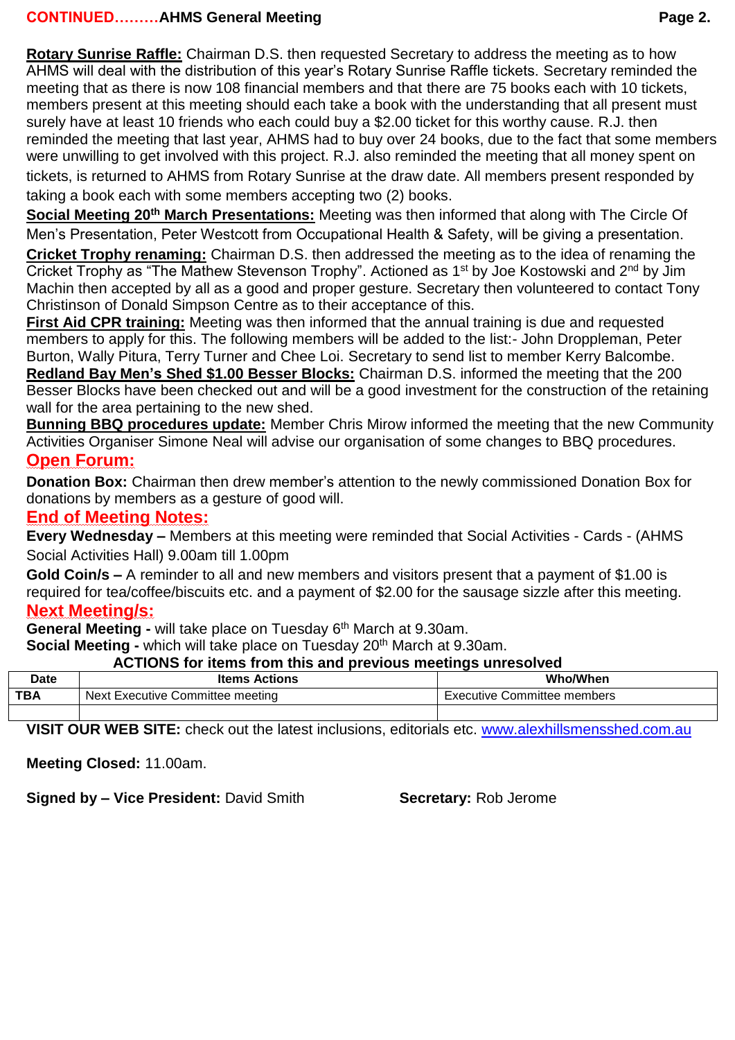**Rotary Sunrise Raffle:** Chairman D.S. then requested Secretary to address the meeting as to how AHMS will deal with the distribution of this year's Rotary Sunrise Raffle tickets. Secretary reminded the meeting that as there is now 108 financial members and that there are 75 books each with 10 tickets, members present at this meeting should each take a book with the understanding that all present must surely have at least 10 friends who each could buy a $2.00 ticket for this worthy cause. R.J. then reminded the meeting that last year, AHMS had to buy over 24 books, due to the fact that some members were unwilling to get involved with this project. R.J. also reminded the meeting that all money spent on tickets, is returned to AHMS from Rotary Sunrise at the draw date. All members present responded by taking a book each with some members accepting two (2) books.

**Social Meeting 20th March Presentations:** Meeting was then informed that along with The Circle Of Men's Presentation, Peter Westcott from Occupational Health & Safety, will be giving a presentation.

**Cricket Trophy renaming:** Chairman D.S. then addressed the meeting as to the idea of renaming the Cricket Trophy as "The Mathew Stevenson Trophy". Actioned as 1st by Joe Kostowski and 2nd by Jim Machin then accepted by all as a good and proper gesture. Secretary then volunteered to contact Tony Christinson of Donald Simpson Centre as to their acceptance of this.

**First Aid CPR training:** Meeting was then informed that the annual training is due and requested members to apply for this. The following members will be added to the list:- John Droppleman, Peter Burton, Wally Pitura, Terry Turner and Chee Loi. Secretary to send list to member Kerry Balcombe.

**Redland Bay Men's Shed $1.00 Besser Blocks:** Chairman D.S. informed the meeting that the 200 Besser Blocks have been checked out and will be a good investment for the construction of the retaining wall for the area pertaining to the new shed.

**Bunning BBQ procedures update:** Member Chris Mirow informed the meeting that the new Community Activities Organiser Simone Neal will advise our organisation of some changes to BBQ procedures.

## Open Forum:

**Donation Box:** Chairman then drew member's attention to the newly commissioned Donation Box for donations by members as a gesture of good will.

## End of Meeting Notes:

**Every Wednesday –** Members at this meeting were reminded that Social Activities - Cards - (AHMS Social Activities Hall) 9.00am till 1.00pm

**Gold Coin/s –** A reminder to all and new members and visitors present that a payment of $1.00 is required for tea/coffee/biscuits etc. and a payment of $2.00 for the sausage sizzle after this meeting.

## Next Meeting/s:

**General Meeting -** will take place on Tuesday 6th March at 9.30am.
**Social Meeting -** which will take place on Tuesday 20th March at 9.30am.

**ACTIONS for items from this and previous meetings unresolved**

| Date | Items Actions | Who/When |
|---|---|---|
| TBA | Next Executive Committee meeting | Executive Committee members |
| | | |

**VISIT OUR WEB SITE:** check out the latest inclusions, editorials etc. www.alexhillsmensshed.com.au

**Meeting Closed:** 11.00am.

**Signed by – Vice President:** David Smith **Secretary:** Rob Jerome